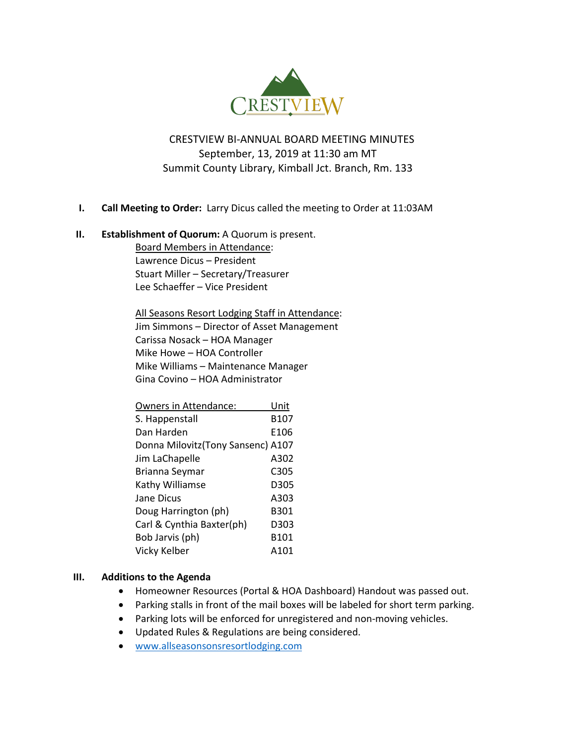CRESTVIEW

CRESTVIEW BI-ANNUAL BOARD MEETING MINUTES
September, 13, 2019 at 11:30 am MT
Summit County Library, Kimball Jct. Branch, Rm. 133

I. **Call Meeting to Order:** Larry Dicus called the meeting to Order at 11:03AM

II. **Establishment of Quorum:** A Quorum is present.

Board Members in Attendance:
Lawrence Dicus – President
Stuart Miller – Secretary/Treasurer
Lee Schaeffer – Vice President

All Seasons Resort Lodging Staff in Attendance:
Jim Simmons – Director of Asset Management
Carissa Nosack – HOA Manager
Mike Howe – HOA Controller
Mike Williams – Maintenance Manager
Gina Covino – HOA Administrator

| Owners in Attendance: | Unit |
|---|---|
| S. Happenstall | B107 |
| Dan Harden | E106 |
| Donna Milovitz(Tony Sansenc) | A107 |
| Jim LaChapelle | A302 |
| Brianna Seymar | C305 |
| Kathy Williamse | D305 |
| Jane Dicus | A303 |
| Doug Harrington (ph) | B301 |
| Carl & Cynthia Baxter(ph) | D303 |
| Bob Jarvis (ph) | B101 |
| Vicky Kelber | A101 |

III. **Additions to the Agenda**

- Homeowner Resources (Portal & HOA Dashboard) Handout was passed out.
- Parking stalls in front of the mail boxes will be labeled for short term parking.
- Parking lots will be enforced for unregistered and non-moving vehicles.
- Updated Rules & Regulations are being considered.
- www.allseasonsonsresortlodging.com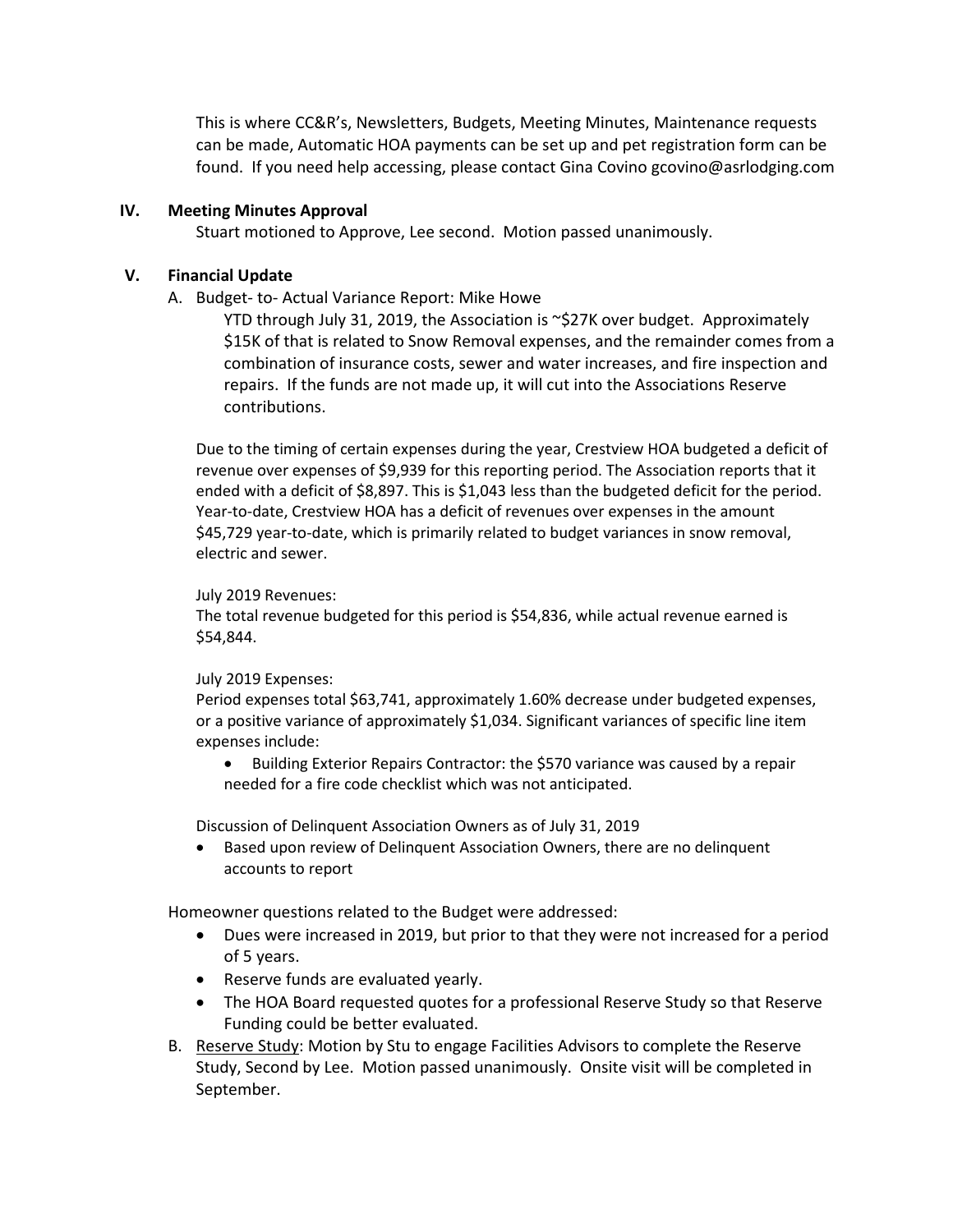This is where CC&R's, Newsletters, Budgets, Meeting Minutes, Maintenance requests can be made, Automatic HOA payments can be set up and pet registration form can be found. If you need help accessing, please contact Gina Covino gcovino@asrlodging.com

## IV. Meeting Minutes Approval

Stuart motioned to Approve, Lee second. Motion passed unanimously.

## V. Financial Update

A. Budget- to- Actual Variance Report: Mike Howe

YTD through July 31, 2019, the Association is ~$27K over budget. Approximately $15K of that is related to Snow Removal expenses, and the remainder comes from a combination of insurance costs, sewer and water increases, and fire inspection and repairs. If the funds are not made up, it will cut into the Associations Reserve contributions.

Due to the timing of certain expenses during the year, Crestview HOA budgeted a deficit of revenue over expenses of $9,939 for this reporting period. The Association reports that it ended with a deficit of $8,897. This is $1,043 less than the budgeted deficit for the period. Year-to-date, Crestview HOA has a deficit of revenues over expenses in the amount $45,729 year-to-date, which is primarily related to budget variances in snow removal, electric and sewer.

July 2019 Revenues:
The total revenue budgeted for this period is $54,836, while actual revenue earned is $54,844.

July 2019 Expenses:
Period expenses total $63,741, approximately 1.60% decrease under budgeted expenses, or a positive variance of approximately $1,034. Significant variances of specific line item expenses include:

- Building Exterior Repairs Contractor: the $570 variance was caused by a repair needed for a fire code checklist which was not anticipated.

Discussion of Delinquent Association Owners as of July 31, 2019

- Based upon review of Delinquent Association Owners, there are no delinquent accounts to report

Homeowner questions related to the Budget were addressed:

- Dues were increased in 2019, but prior to that they were not increased for a period of 5 years.
- Reserve funds are evaluated yearly.
- The HOA Board requested quotes for a professional Reserve Study so that Reserve Funding could be better evaluated.

B. Reserve Study: Motion by Stu to engage Facilities Advisors to complete the Reserve Study, Second by Lee. Motion passed unanimously. Onsite visit will be completed in September.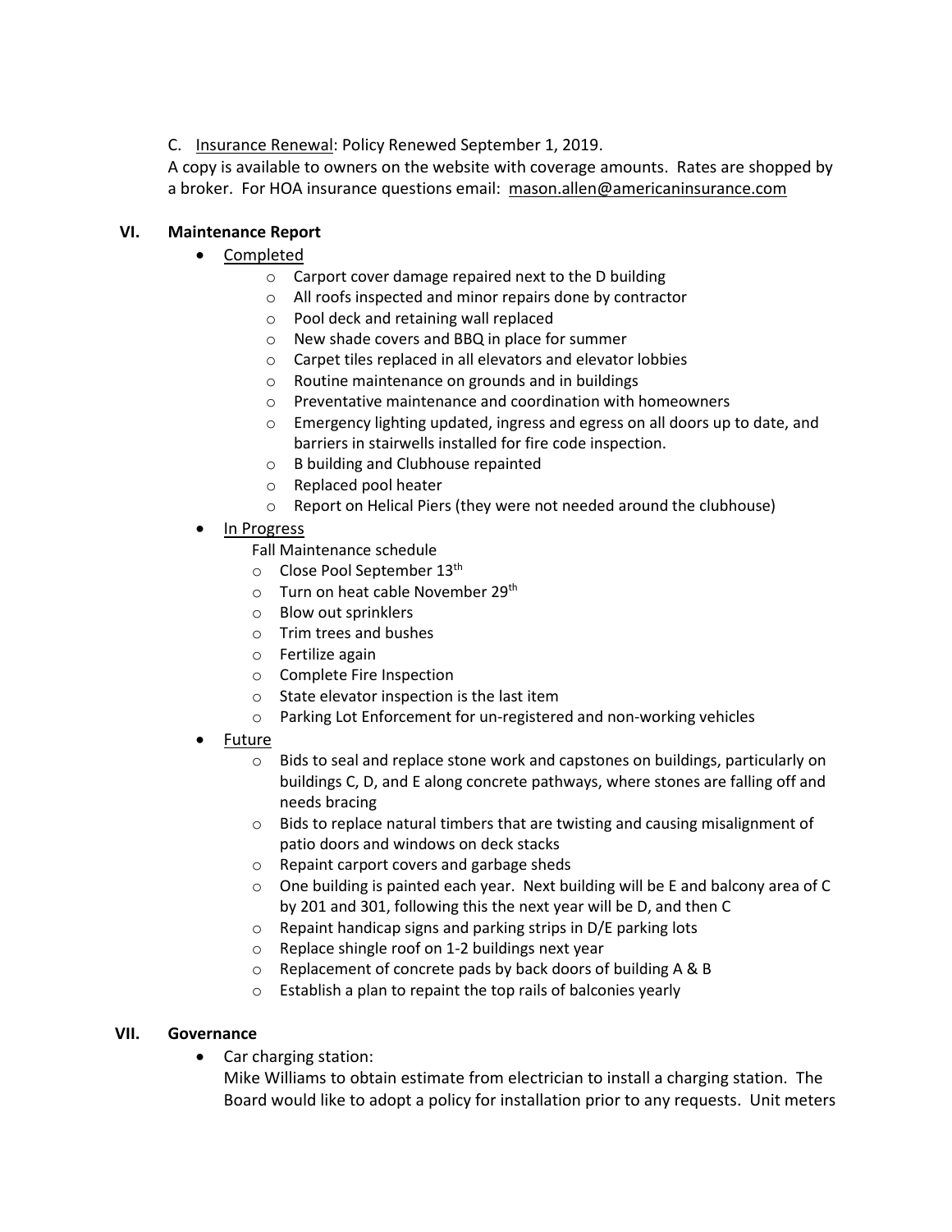C. Insurance Renewal: Policy Renewed September 1, 2019.

A copy is available to owners on the website with coverage amounts. Rates are shopped by a broker. For HOA insurance questions email: mason.allen@americaninsurance.com

## VI. Maintenance Report

- Completed
  - Carport cover damage repaired next to the D building
  - All roofs inspected and minor repairs done by contractor
  - Pool deck and retaining wall replaced
  - New shade covers and BBQ in place for summer
  - Carpet tiles replaced in all elevators and elevator lobbies
  - Routine maintenance on grounds and in buildings
  - Preventative maintenance and coordination with homeowners
  - Emergency lighting updated, ingress and egress on all doors up to date, and barriers in stairwells installed for fire code inspection.
  - B building and Clubhouse repainted
  - Replaced pool heater
  - Report on Helical Piers (they were not needed around the clubhouse)
- In Progress

  Fall Maintenance schedule
  - Close Pool September 13th
  - Turn on heat cable November 29th
  - Blow out sprinklers
  - Trim trees and bushes
  - Fertilize again
  - Complete Fire Inspection
  - State elevator inspection is the last item
  - Parking Lot Enforcement for un-registered and non-working vehicles
- Future
  - Bids to seal and replace stone work and capstones on buildings, particularly on buildings C, D, and E along concrete pathways, where stones are falling off and needs bracing
  - Bids to replace natural timbers that are twisting and causing misalignment of patio doors and windows on deck stacks
  - Repaint carport covers and garbage sheds
  - One building is painted each year. Next building will be E and balcony area of C by 201 and 301, following this the next year will be D, and then C
  - Repaint handicap signs and parking strips in D/E parking lots
  - Replace shingle roof on 1-2 buildings next year
  - Replacement of concrete pads by back doors of building A & B
  - Establish a plan to repaint the top rails of balconies yearly

## VII. Governance

- Car charging station:

  Mike Williams to obtain estimate from electrician to install a charging station. The Board would like to adopt a policy for installation prior to any requests. Unit meters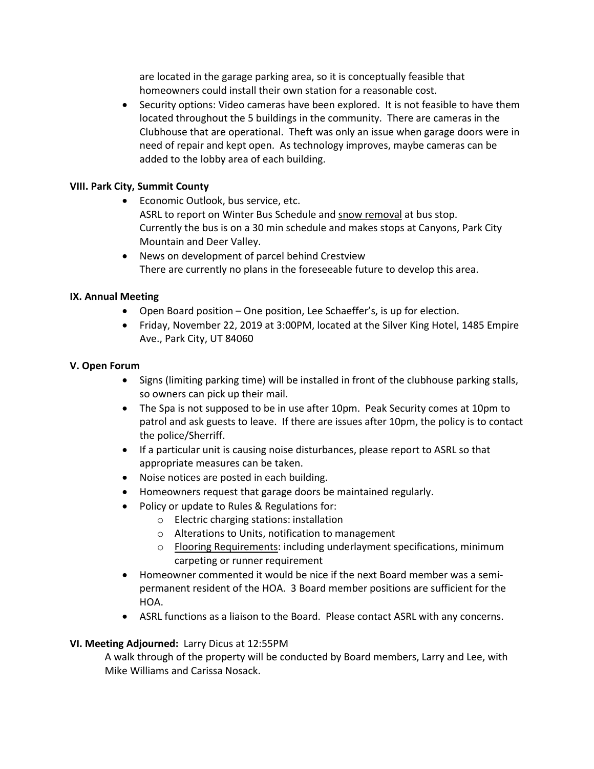are located in the garage parking area, so it is conceptually feasible that homeowners could install their own station for a reasonable cost.

- Security options: Video cameras have been explored. It is not feasible to have them located throughout the 5 buildings in the community. There are cameras in the Clubhouse that are operational. Theft was only an issue when garage doors were in need of repair and kept open. As technology improves, maybe cameras can be added to the lobby area of each building.

**VIII. Park City, Summit County**

- Economic Outlook, bus service, etc.
  ASRL to report on Winter Bus Schedule and <u>snow removal</u> at bus stop.
  Currently the bus is on a 30 min schedule and makes stops at Canyons, Park City Mountain and Deer Valley.
- News on development of parcel behind Crestview
  There are currently no plans in the foreseeable future to develop this area.

**IX. Annual Meeting**

- Open Board position – One position, Lee Schaeffer's, is up for election.
- Friday, November 22, 2019 at 3:00PM, located at the Silver King Hotel, 1485 Empire Ave., Park City, UT 84060

**V. Open Forum**

- Signs (limiting parking time) will be installed in front of the clubhouse parking stalls, so owners can pick up their mail.
- The Spa is not supposed to be in use after 10pm. Peak Security comes at 10pm to patrol and ask guests to leave. If there are issues after 10pm, the policy is to contact the police/Sherriff.
- If a particular unit is causing noise disturbances, please report to ASRL so that appropriate measures can be taken.
- Noise notices are posted in each building.
- Homeowners request that garage doors be maintained regularly.
- Policy or update to Rules & Regulations for:
  - Electric charging stations: installation
  - Alterations to Units, notification to management
  - <u>Flooring Requirements</u>: including underlayment specifications, minimum carpeting or runner requirement
- Homeowner commented it would be nice if the next Board member was a semi-permanent resident of the HOA. 3 Board member positions are sufficient for the HOA.
- ASRL functions as a liaison to the Board. Please contact ASRL with any concerns.

**VI. Meeting Adjourned:** Larry Dicus at 12:55PM

A walk through of the property will be conducted by Board members, Larry and Lee, with Mike Williams and Carissa Nosack.